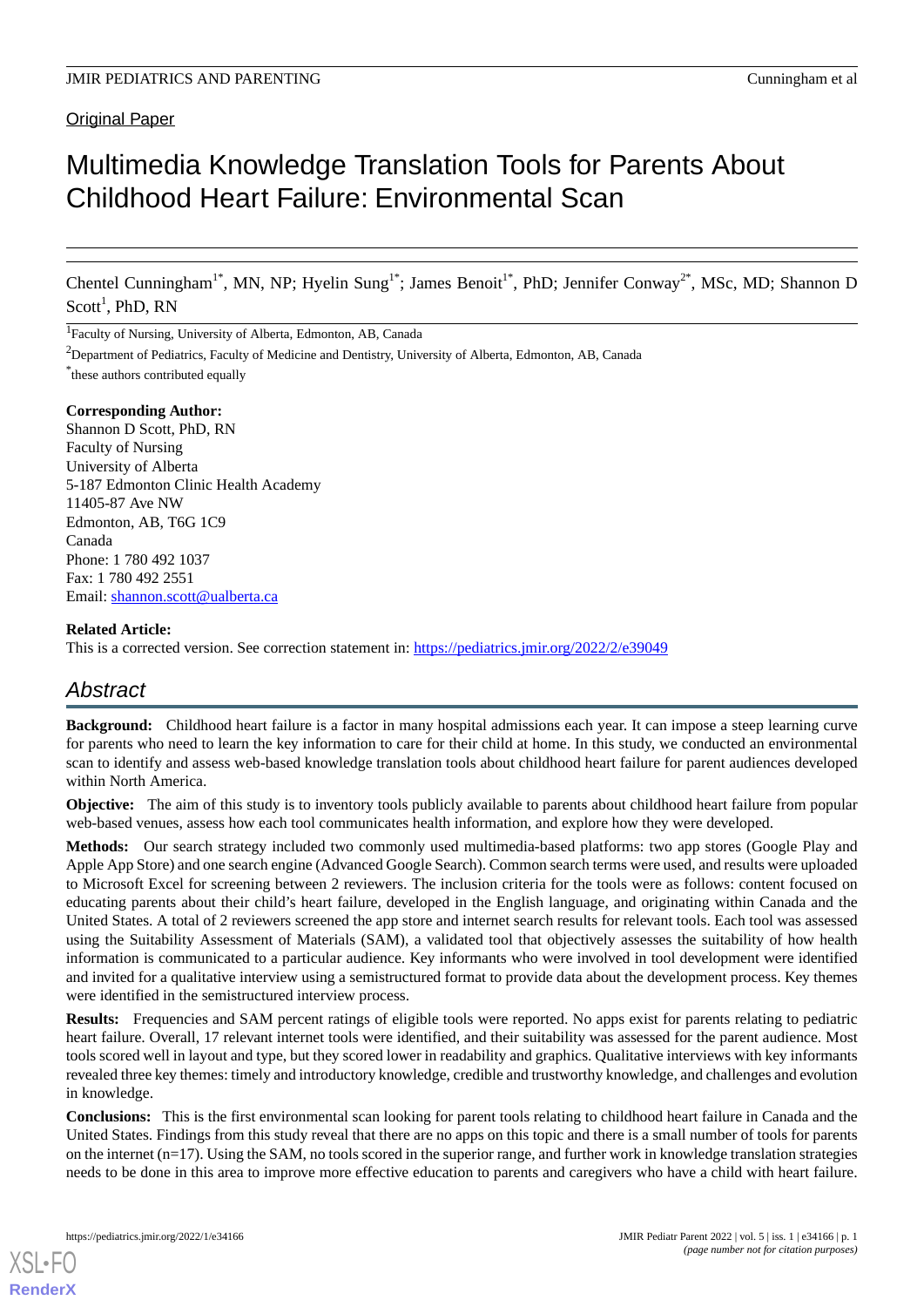Original Paper

# Multimedia Knowledge Translation Tools for Parents About Childhood Heart Failure: Environmental Scan

Chentel Cunningham[1*], MN, NP; Hyelin Sung[1*]; James Benoit[1*], PhD; Jennifer Conway[2*], MSc, MD; Shannon D Scott[1], PhD, RN

[1]Faculty of Nursing, University of Alberta, Edmonton, AB, Canada

[2]Department of Pediatrics, Faculty of Medicine and Dentistry, University of Alberta, Edmonton, AB, Canada

[*]these authors contributed equally

**Corresponding Author:**
Shannon D Scott, PhD, RN
Faculty of Nursing
University of Alberta
5-187 Edmonton Clinic Health Academy
11405-87 Ave NW
Edmonton, AB, T6G 1C9
Canada
Phone: 1 780 492 1037
Fax: 1 780 492 2551
Email: shannon.scott@ualberta.ca

**Related Article:**
This is a corrected version. See correction statement in: https://pediatrics.jmir.org/2022/2/e39049

## Abstract

**Background:** Childhood heart failure is a factor in many hospital admissions each year. It can impose a steep learning curve for parents who need to learn the key information to care for their child at home. In this study, we conducted an environmental scan to identify and assess web-based knowledge translation tools about childhood heart failure for parent audiences developed within North America.

**Objective:** The aim of this study is to inventory tools publicly available to parents about childhood heart failure from popular web-based venues, assess how each tool communicates health information, and explore how they were developed.

**Methods:** Our search strategy included two commonly used multimedia-based platforms: two app stores (Google Play and Apple App Store) and one search engine (Advanced Google Search). Common search terms were used, and results were uploaded to Microsoft Excel for screening between 2 reviewers. The inclusion criteria for the tools were as follows: content focused on educating parents about their child's heart failure, developed in the English language, and originating within Canada and the United States. A total of 2 reviewers screened the app store and internet search results for relevant tools. Each tool was assessed using the Suitability Assessment of Materials (SAM), a validated tool that objectively assesses the suitability of how health information is communicated to a particular audience. Key informants who were involved in tool development were identified and invited for a qualitative interview using a semistructured format to provide data about the development process. Key themes were identified in the semistructured interview process.

**Results:** Frequencies and SAM percent ratings of eligible tools were reported. No apps exist for parents relating to pediatric heart failure. Overall, 17 relevant internet tools were identified, and their suitability was assessed for the parent audience. Most tools scored well in layout and type, but they scored lower in readability and graphics. Qualitative interviews with key informants revealed three key themes: timely and introductory knowledge, credible and trustworthy knowledge, and challenges and evolution in knowledge.

**Conclusions:** This is the first environmental scan looking for parent tools relating to childhood heart failure in Canada and the United States. Findings from this study reveal that there are no apps on this topic and there is a small number of tools for parents on the internet (n=17). Using the SAM, no tools scored in the superior range, and further work in knowledge translation strategies needs to be done in this area to improve more effective education to parents and caregivers who have a child with heart failure.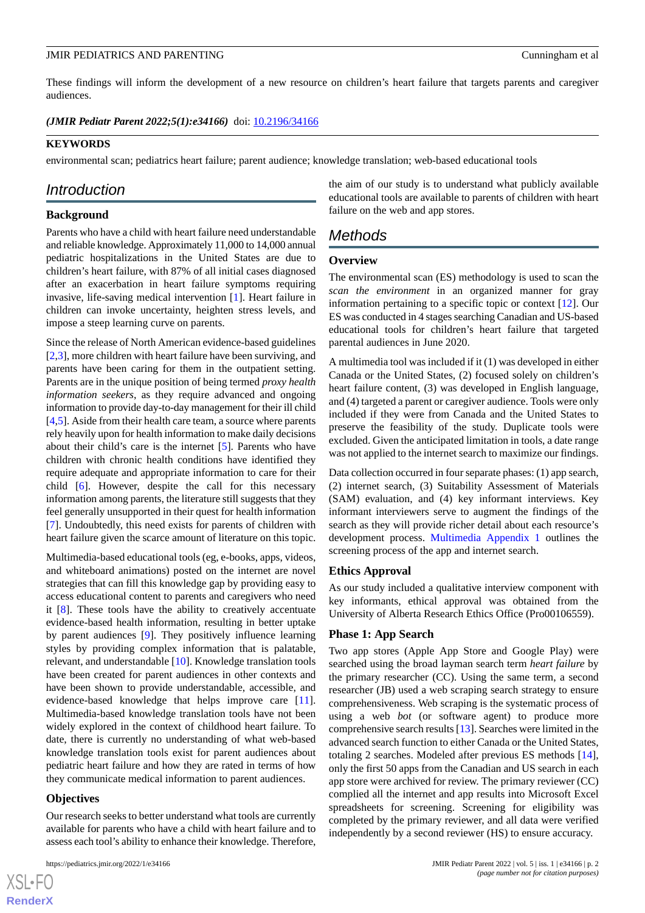These findings will inform the development of a new resource on children's heart failure that targets parents and caregiver audiences.

***(JMIR Pediatr Parent 2022;5(1):e34166)*** doi: 10.2196/34166

**KEYWORDS**

environmental scan; pediatrics heart failure; parent audience; knowledge translation; web-based educational tools

## Introduction

### Background

Parents who have a child with heart failure need understandable and reliable knowledge. Approximately 11,000 to 14,000 annual pediatric hospitalizations in the United States are due to children's heart failure, with 87% of all initial cases diagnosed after an exacerbation in heart failure symptoms requiring invasive, life-saving medical intervention [1]. Heart failure in children can invoke uncertainty, heighten stress levels, and impose a steep learning curve on parents.

Since the release of North American evidence-based guidelines [2,3], more children with heart failure have been surviving, and parents have been caring for them in the outpatient setting. Parents are in the unique position of being termed *proxy health information seekers*, as they require advanced and ongoing information to provide day-to-day management for their ill child [4,5]. Aside from their health care team, a source where parents rely heavily upon for health information to make daily decisions about their child's care is the internet [5]. Parents who have children with chronic health conditions have identified they require adequate and appropriate information to care for their child [6]. However, despite the call for this necessary information among parents, the literature still suggests that they feel generally unsupported in their quest for health information [7]. Undoubtedly, this need exists for parents of children with heart failure given the scarce amount of literature on this topic.

Multimedia-based educational tools (eg, e-books, apps, videos, and whiteboard animations) posted on the internet are novel strategies that can fill this knowledge gap by providing easy to access educational content to parents and caregivers who need it [8]. These tools have the ability to creatively accentuate evidence-based health information, resulting in better uptake by parent audiences [9]. They positively influence learning styles by providing complex information that is palatable, relevant, and understandable [10]. Knowledge translation tools have been created for parent audiences in other contexts and have been shown to provide understandable, accessible, and evidence-based knowledge that helps improve care [11]. Multimedia-based knowledge translation tools have not been widely explored in the context of childhood heart failure. To date, there is currently no understanding of what web-based knowledge translation tools exist for parent audiences about pediatric heart failure and how they are rated in terms of how they communicate medical information to parent audiences.

### Objectives

Our research seeks to better understand what tools are currently available for parents who have a child with heart failure and to assess each tool's ability to enhance their knowledge. Therefore, the aim of our study is to understand what publicly available educational tools are available to parents of children with heart failure on the web and app stores.

## Methods

### Overview

The environmental scan (ES) methodology is used to scan the *scan the environment* in an organized manner for gray information pertaining to a specific topic or context [12]. Our ES was conducted in 4 stages searching Canadian and US-based educational tools for children's heart failure that targeted parental audiences in June 2020.

A multimedia tool was included if it (1) was developed in either Canada or the United States, (2) focused solely on children's heart failure content, (3) was developed in English language, and (4) targeted a parent or caregiver audience. Tools were only included if they were from Canada and the United States to preserve the feasibility of the study. Duplicate tools were excluded. Given the anticipated limitation in tools, a date range was not applied to the internet search to maximize our findings.

Data collection occurred in four separate phases: (1) app search, (2) internet search, (3) Suitability Assessment of Materials (SAM) evaluation, and (4) key informant interviews. Key informant interviewers serve to augment the findings of the search as they will provide richer detail about each resource's development process. Multimedia Appendix 1 outlines the screening process of the app and internet search.

### Ethics Approval

As our study included a qualitative interview component with key informants, ethical approval was obtained from the University of Alberta Research Ethics Office (Pro00106559).

### Phase 1: App Search

Two app stores (Apple App Store and Google Play) were searched using the broad layman search term *heart failure* by the primary researcher (CC). Using the same term, a second researcher (JB) used a web scraping search strategy to ensure comprehensiveness. Web scraping is the systematic process of using a web *bot* (or software agent) to produce more comprehensive search results [13]. Searches were limited in the advanced search function to either Canada or the United States, totaling 2 searches. Modeled after previous ES methods [14], only the first 50 apps from the Canadian and US search in each app store were archived for review. The primary reviewer (CC) complied all the internet and app results into Microsoft Excel spreadsheets for screening. Screening for eligibility was completed by the primary reviewer, and all data were verified independently by a second reviewer (HS) to ensure accuracy.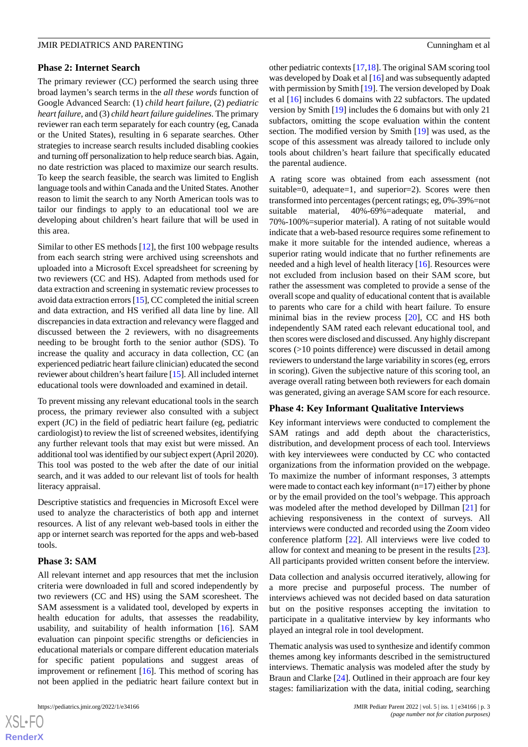### Phase 2: Internet Search

The primary reviewer (CC) performed the search using three broad laymen's search terms in the *all these words* function of Google Advanced Search: (1) *child heart failure*, (2) *pediatric heart failure*, and (3) *child heart failure guidelines*. The primary reviewer ran each term separately for each country (eg, Canada or the United States), resulting in 6 separate searches. Other strategies to increase search results included disabling cookies and turning off personalization to help reduce search bias. Again, no date restriction was placed to maximize our search results. To keep the search feasible, the search was limited to English language tools and within Canada and the United States. Another reason to limit the search to any North American tools was to tailor our findings to apply to an educational tool we are developing about children's heart failure that will be used in this area.

Similar to other ES methods [12], the first 100 webpage results from each search string were archived using screenshots and uploaded into a Microsoft Excel spreadsheet for screening by two reviewers (CC and HS). Adapted from methods used for data extraction and screening in systematic review processes to avoid data extraction errors [15], CC completed the initial screen and data extraction, and HS verified all data line by line. All discrepancies in data extraction and relevancy were flagged and discussed between the 2 reviewers, with no disagreements needing to be brought forth to the senior author (SDS). To increase the quality and accuracy in data collection, CC (an experienced pediatric heart failure clinician) educated the second reviewer about children's heart failure [15]. All included internet educational tools were downloaded and examined in detail.

To prevent missing any relevant educational tools in the search process, the primary reviewer also consulted with a subject expert (JC) in the field of pediatric heart failure (eg, pediatric cardiologist) to review the list of screened websites, identifying any further relevant tools that may exist but were missed. An additional tool was identified by our subject expert (April 2020). This tool was posted to the web after the date of our initial search, and it was added to our relevant list of tools for health literacy appraisal.

Descriptive statistics and frequencies in Microsoft Excel were used to analyze the characteristics of both app and internet resources. A list of any relevant web-based tools in either the app or internet search was reported for the apps and web-based tools.

### Phase 3: SAM

All relevant internet and app resources that met the inclusion criteria were downloaded in full and scored independently by two reviewers (CC and HS) using the SAM scoresheet. The SAM assessment is a validated tool, developed by experts in health education for adults, that assesses the readability, usability, and suitability of health information [16]. SAM evaluation can pinpoint specific strengths or deficiencies in educational materials or compare different education materials for specific patient populations and suggest areas of improvement or refinement [16]. This method of scoring has not been applied in the pediatric heart failure context but in other pediatric contexts [17,18]. The original SAM scoring tool was developed by Doak et al [16] and was subsequently adapted with permission by Smith [19]. The version developed by Doak et al [16] includes 6 domains with 22 subfactors. The updated version by Smith [19] includes the 6 domains but with only 21 subfactors, omitting the scope evaluation within the content section. The modified version by Smith [19] was used, as the scope of this assessment was already tailored to include only tools about children's heart failure that specifically educated the parental audience.

A rating score was obtained from each assessment (not suitable=0, adequate=1, and superior=2). Scores were then transformed into percentages (percent ratings; eg, 0%-39%=not suitable material, 40%-69%=adequate material, and 70%-100%=superior material). A rating of not suitable would indicate that a web-based resource requires some refinement to make it more suitable for the intended audience, whereas a superior rating would indicate that no further refinements are needed and a high level of health literacy [16]. Resources were not excluded from inclusion based on their SAM score, but rather the assessment was completed to provide a sense of the overall scope and quality of educational content that is available to parents who care for a child with heart failure. To ensure minimal bias in the review process [20], CC and HS both independently SAM rated each relevant educational tool, and then scores were disclosed and discussed. Any highly discrepant scores (>10 points difference) were discussed in detail among reviewers to understand the large variability in scores (eg, errors in scoring). Given the subjective nature of this scoring tool, an average overall rating between both reviewers for each domain was generated, giving an average SAM score for each resource.

### Phase 4: Key Informant Qualitative Interviews

Key informant interviews were conducted to complement the SAM ratings and add depth about the characteristics, distribution, and development process of each tool. Interviews with key interviewees were conducted by CC who contacted organizations from the information provided on the webpage. To maximize the number of informant responses, 3 attempts were made to contact each key informant (n=17) either by phone or by the email provided on the tool's webpage. This approach was modeled after the method developed by Dillman [21] for achieving responsiveness in the context of surveys. All interviews were conducted and recorded using the Zoom video conference platform [22]. All interviews were live coded to allow for context and meaning to be present in the results [23]. All participants provided written consent before the interview.

Data collection and analysis occurred iteratively, allowing for a more precise and purposeful process. The number of interviews achieved was not decided based on data saturation but on the positive responses accepting the invitation to participate in a qualitative interview by key informants who played an integral role in tool development.

Thematic analysis was used to synthesize and identify common themes among key informants described in the semistructured interviews. Thematic analysis was modeled after the study by Braun and Clarke [24]. Outlined in their approach are four key stages: familiarization with the data, initial coding, searching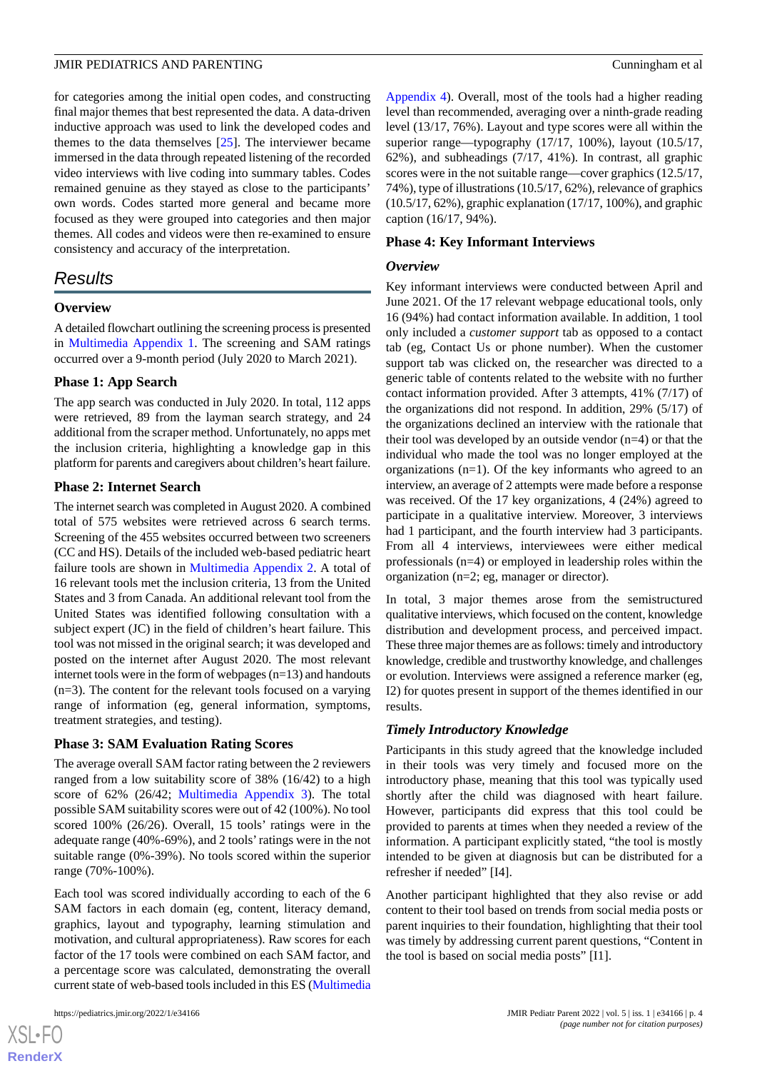for categories among the initial open codes, and constructing final major themes that best represented the data. A data-driven inductive approach was used to link the developed codes and themes to the data themselves [25]. The interviewer became immersed in the data through repeated listening of the recorded video interviews with live coding into summary tables. Codes remained genuine as they stayed as close to the participants' own words. Codes started more general and became more focused as they were grouped into categories and then major themes. All codes and videos were then re-examined to ensure consistency and accuracy of the interpretation.

## Results

### Overview

A detailed flowchart outlining the screening process is presented in Multimedia Appendix 1. The screening and SAM ratings occurred over a 9-month period (July 2020 to March 2021).

### Phase 1: App Search

The app search was conducted in July 2020. In total, 112 apps were retrieved, 89 from the layman search strategy, and 24 additional from the scraper method. Unfortunately, no apps met the inclusion criteria, highlighting a knowledge gap in this platform for parents and caregivers about children's heart failure.

### Phase 2: Internet Search

The internet search was completed in August 2020. A combined total of 575 websites were retrieved across 6 search terms. Screening of the 455 websites occurred between two screeners (CC and HS). Details of the included web-based pediatric heart failure tools are shown in Multimedia Appendix 2. A total of 16 relevant tools met the inclusion criteria, 13 from the United States and 3 from Canada. An additional relevant tool from the United States was identified following consultation with a subject expert (JC) in the field of children's heart failure. This tool was not missed in the original search; it was developed and posted on the internet after August 2020. The most relevant internet tools were in the form of webpages (n=13) and handouts (n=3). The content for the relevant tools focused on a varying range of information (eg, general information, symptoms, treatment strategies, and testing).

### Phase 3: SAM Evaluation Rating Scores

The average overall SAM factor rating between the 2 reviewers ranged from a low suitability score of 38% (16/42) to a high score of 62% (26/42; Multimedia Appendix 3). The total possible SAM suitability scores were out of 42 (100%). No tool scored 100% (26/26). Overall, 15 tools' ratings were in the adequate range (40%-69%), and 2 tools' ratings were in the not suitable range (0%-39%). No tools scored within the superior range (70%-100%).

Each tool was scored individually according to each of the 6 SAM factors in each domain (eg, content, literacy demand, graphics, layout and typography, learning stimulation and motivation, and cultural appropriateness). Raw scores for each factor of the 17 tools were combined on each SAM factor, and a percentage score was calculated, demonstrating the overall current state of web-based tools included in this ES (Multimedia Appendix 4). Overall, most of the tools had a higher reading level than recommended, averaging over a ninth-grade reading level (13/17, 76%). Layout and type scores were all within the superior range—typography (17/17, 100%), layout (10.5/17, 62%), and subheadings (7/17, 41%). In contrast, all graphic scores were in the not suitable range—cover graphics (12.5/17, 74%), type of illustrations (10.5/17, 62%), relevance of graphics (10.5/17, 62%), graphic explanation (17/17, 100%), and graphic caption (16/17, 94%).

### Phase 4: Key Informant Interviews

#### Overview

Key informant interviews were conducted between April and June 2021. Of the 17 relevant webpage educational tools, only 16 (94%) had contact information available. In addition, 1 tool only included a *customer support* tab as opposed to a contact tab (eg, Contact Us or phone number). When the customer support tab was clicked on, the researcher was directed to a generic table of contents related to the website with no further contact information provided. After 3 attempts, 41% (7/17) of the organizations did not respond. In addition, 29% (5/17) of the organizations declined an interview with the rationale that their tool was developed by an outside vendor (n=4) or that the individual who made the tool was no longer employed at the organizations (n=1). Of the key informants who agreed to an interview, an average of 2 attempts were made before a response was received. Of the 17 key organizations, 4 (24%) agreed to participate in a qualitative interview. Moreover, 3 interviews had 1 participant, and the fourth interview had 3 participants. From all 4 interviews, interviewees were either medical professionals (n=4) or employed in leadership roles within the organization (n=2; eg, manager or director).

In total, 3 major themes arose from the semistructured qualitative interviews, which focused on the content, knowledge distribution and development process, and perceived impact. These three major themes are as follows: timely and introductory knowledge, credible and trustworthy knowledge, and challenges or evolution. Interviews were assigned a reference marker (eg, I2) for quotes present in support of the themes identified in our results.

#### Timely Introductory Knowledge

Participants in this study agreed that the knowledge included in their tools was very timely and focused more on the introductory phase, meaning that this tool was typically used shortly after the child was diagnosed with heart failure. However, participants did express that this tool could be provided to parents at times when they needed a review of the information. A participant explicitly stated, "the tool is mostly intended to be given at diagnosis but can be distributed for a refresher if needed" [I4].

Another participant highlighted that they also revise or add content to their tool based on trends from social media posts or parent inquiries to their foundation, highlighting that their tool was timely by addressing current parent questions, "Content in the tool is based on social media posts" [I1].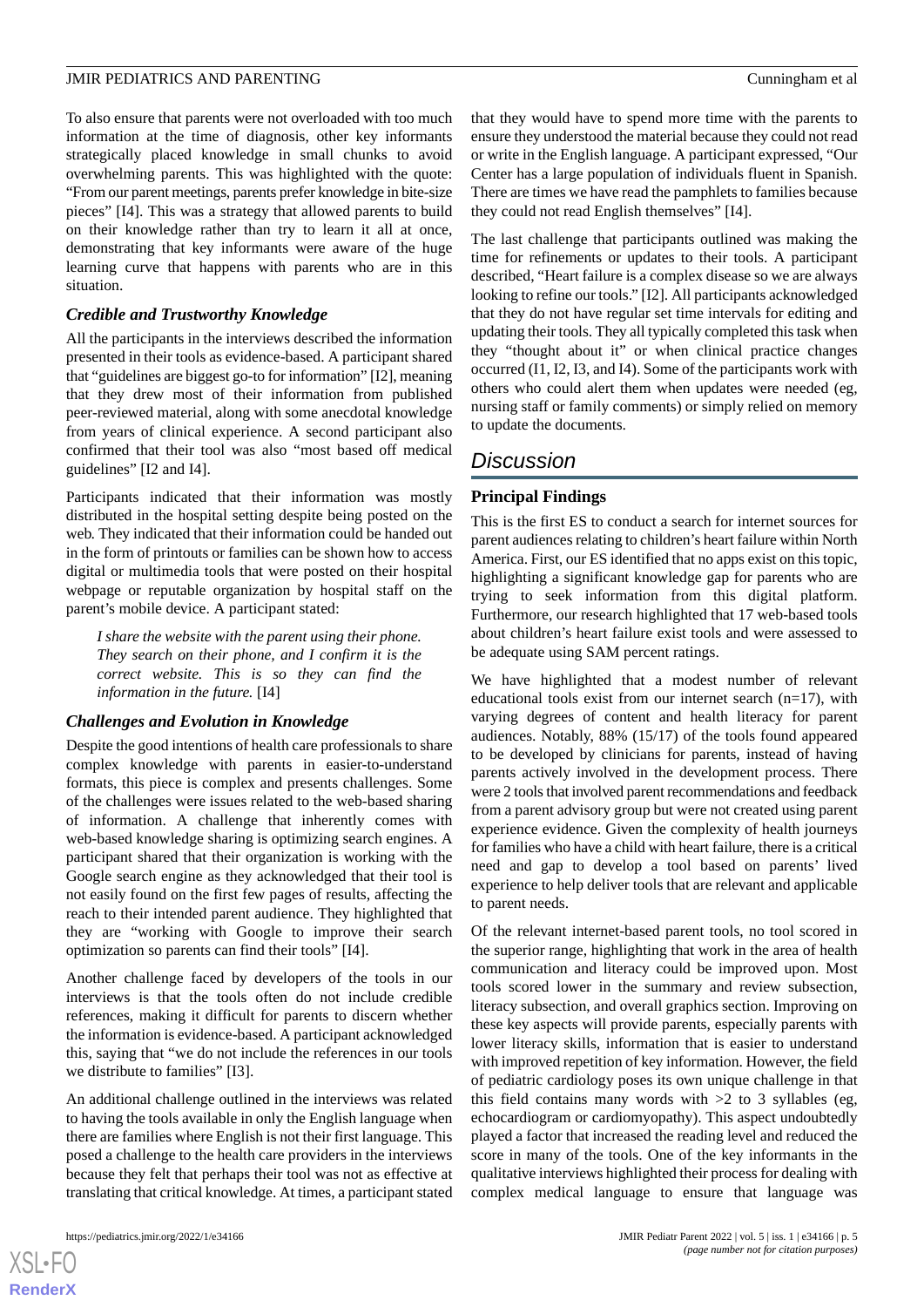To also ensure that parents were not overloaded with too much information at the time of diagnosis, other key informants strategically placed knowledge in small chunks to avoid overwhelming parents. This was highlighted with the quote: "From our parent meetings, parents prefer knowledge in bite-size pieces" [I4]. This was a strategy that allowed parents to build on their knowledge rather than try to learn it all at once, demonstrating that key informants were aware of the huge learning curve that happens with parents who are in this situation.

### *Credible and Trustworthy Knowledge*

All the participants in the interviews described the information presented in their tools as evidence-based. A participant shared that "guidelines are biggest go-to for information" [I2], meaning that they drew most of their information from published peer-reviewed material, along with some anecdotal knowledge from years of clinical experience. A second participant also confirmed that their tool was also "most based off medical guidelines" [I2 and I4].

Participants indicated that their information was mostly distributed in the hospital setting despite being posted on the web. They indicated that their information could be handed out in the form of printouts or families can be shown how to access digital or multimedia tools that were posted on their hospital webpage or reputable organization by hospital staff on the parent's mobile device. A participant stated:

> *I share the website with the parent using their phone. They search on their phone, and I confirm it is the correct website. This is so they can find the information in the future.* [I4]

### *Challenges and Evolution in Knowledge*

Despite the good intentions of health care professionals to share complex knowledge with parents in easier-to-understand formats, this piece is complex and presents challenges. Some of the challenges were issues related to the web-based sharing of information. A challenge that inherently comes with web-based knowledge sharing is optimizing search engines. A participant shared that their organization is working with the Google search engine as they acknowledged that their tool is not easily found on the first few pages of results, affecting the reach to their intended parent audience. They highlighted that they are "working with Google to improve their search optimization so parents can find their tools" [I4].

Another challenge faced by developers of the tools in our interviews is that the tools often do not include credible references, making it difficult for parents to discern whether the information is evidence-based. A participant acknowledged this, saying that "we do not include the references in our tools we distribute to families" [I3].

An additional challenge outlined in the interviews was related to having the tools available in only the English language when there are families where English is not their first language. This posed a challenge to the health care providers in the interviews because they felt that perhaps their tool was not as effective at translating that critical knowledge. At times, a participant stated that they would have to spend more time with the parents to ensure they understood the material because they could not read or write in the English language. A participant expressed, "Our Center has a large population of individuals fluent in Spanish. There are times we have read the pamphlets to families because they could not read English themselves" [I4].

The last challenge that participants outlined was making the time for refinements or updates to their tools. A participant described, "Heart failure is a complex disease so we are always looking to refine our tools." [I2]. All participants acknowledged that they do not have regular set time intervals for editing and updating their tools. They all typically completed this task when they "thought about it" or when clinical practice changes occurred (I1, I2, I3, and I4). Some of the participants work with others who could alert them when updates were needed (eg, nursing staff or family comments) or simply relied on memory to update the documents.

## *Discussion*

### Principal Findings

This is the first ES to conduct a search for internet sources for parent audiences relating to children's heart failure within North America. First, our ES identified that no apps exist on this topic, highlighting a significant knowledge gap for parents who are trying to seek information from this digital platform. Furthermore, our research highlighted that 17 web-based tools about children's heart failure exist tools and were assessed to be adequate using SAM percent ratings.

We have highlighted that a modest number of relevant educational tools exist from our internet search (n=17), with varying degrees of content and health literacy for parent audiences. Notably, 88% (15/17) of the tools found appeared to be developed by clinicians for parents, instead of having parents actively involved in the development process. There were 2 tools that involved parent recommendations and feedback from a parent advisory group but were not created using parent experience evidence. Given the complexity of health journeys for families who have a child with heart failure, there is a critical need and gap to develop a tool based on parents' lived experience to help deliver tools that are relevant and applicable to parent needs.

Of the relevant internet-based parent tools, no tool scored in the superior range, highlighting that work in the area of health communication and literacy could be improved upon. Most tools scored lower in the summary and review subsection, literacy subsection, and overall graphics section. Improving on these key aspects will provide parents, especially parents with lower literacy skills, information that is easier to understand with improved repetition of key information. However, the field of pediatric cardiology poses its own unique challenge in that this field contains many words with >2 to 3 syllables (eg, echocardiogram or cardiomyopathy). This aspect undoubtedly played a factor that increased the reading level and reduced the score in many of the tools. One of the key informants in the qualitative interviews highlighted their process for dealing with complex medical language to ensure that language was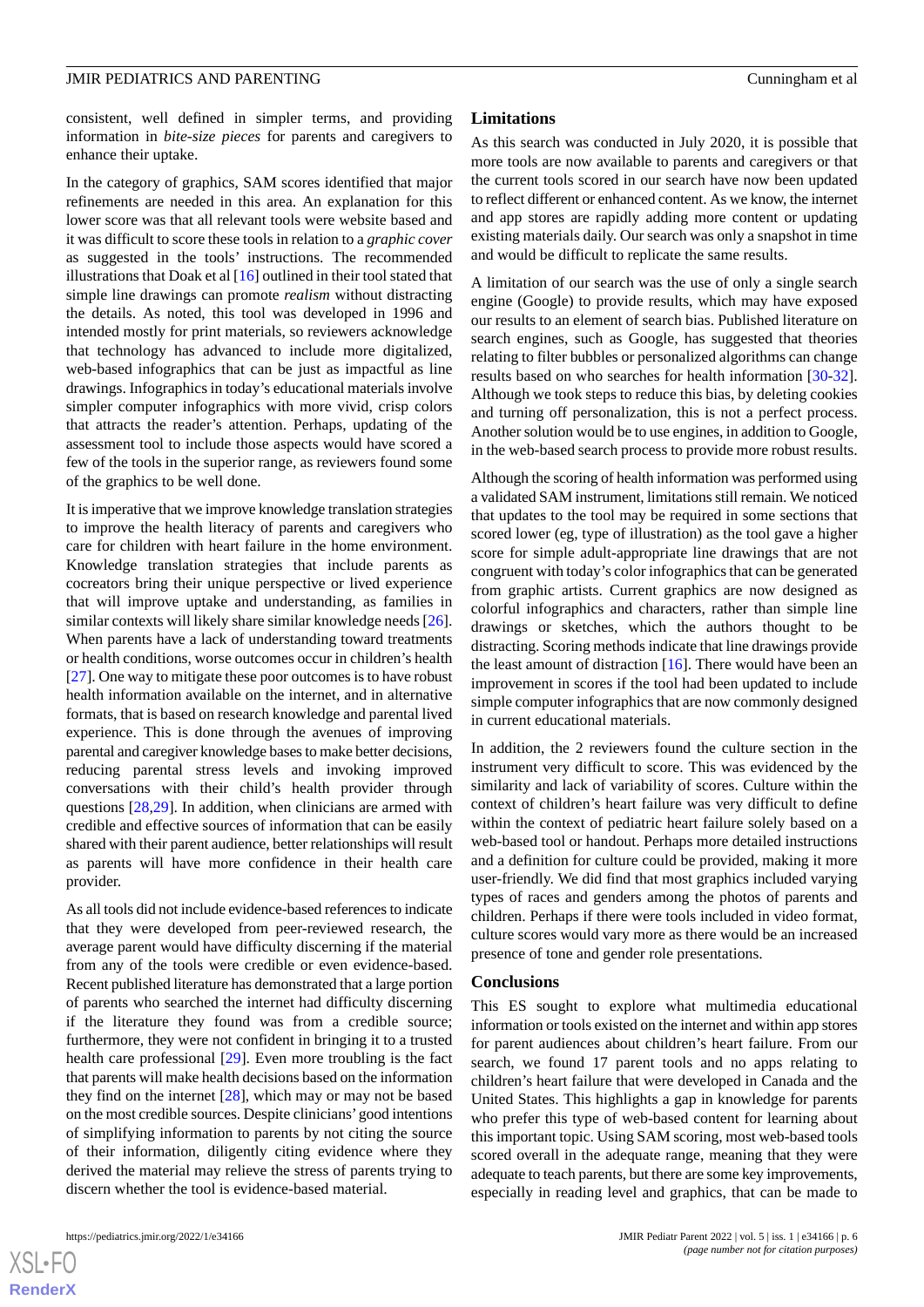consistent, well defined in simpler terms, and providing information in *bite-size pieces* for parents and caregivers to enhance their uptake.

In the category of graphics, SAM scores identified that major refinements are needed in this area. An explanation for this lower score was that all relevant tools were website based and it was difficult to score these tools in relation to a *graphic cover* as suggested in the tools' instructions. The recommended illustrations that Doak et al [16] outlined in their tool stated that simple line drawings can promote *realism* without distracting the details. As noted, this tool was developed in 1996 and intended mostly for print materials, so reviewers acknowledge that technology has advanced to include more digitalized, web-based infographics that can be just as impactful as line drawings. Infographics in today's educational materials involve simpler computer infographics with more vivid, crisp colors that attracts the reader's attention. Perhaps, updating of the assessment tool to include those aspects would have scored a few of the tools in the superior range, as reviewers found some of the graphics to be well done.

It is imperative that we improve knowledge translation strategies to improve the health literacy of parents and caregivers who care for children with heart failure in the home environment. Knowledge translation strategies that include parents as cocreators bring their unique perspective or lived experience that will improve uptake and understanding, as families in similar contexts will likely share similar knowledge needs [26]. When parents have a lack of understanding toward treatments or health conditions, worse outcomes occur in children's health [27]. One way to mitigate these poor outcomes is to have robust health information available on the internet, and in alternative formats, that is based on research knowledge and parental lived experience. This is done through the avenues of improving parental and caregiver knowledge bases to make better decisions, reducing parental stress levels and invoking improved conversations with their child's health provider through questions [28,29]. In addition, when clinicians are armed with credible and effective sources of information that can be easily shared with their parent audience, better relationships will result as parents will have more confidence in their health care provider.

As all tools did not include evidence-based references to indicate that they were developed from peer-reviewed research, the average parent would have difficulty discerning if the material from any of the tools were credible or even evidence-based. Recent published literature has demonstrated that a large portion of parents who searched the internet had difficulty discerning if the literature they found was from a credible source; furthermore, they were not confident in bringing it to a trusted health care professional [29]. Even more troubling is the fact that parents will make health decisions based on the information they find on the internet [28], which may or may not be based on the most credible sources. Despite clinicians' good intentions of simplifying information to parents by not citing the source of their information, diligently citing evidence where they derived the material may relieve the stress of parents trying to discern whether the tool is evidence-based material.

## Limitations

As this search was conducted in July 2020, it is possible that more tools are now available to parents and caregivers or that the current tools scored in our search have now been updated to reflect different or enhanced content. As we know, the internet and app stores are rapidly adding more content or updating existing materials daily. Our search was only a snapshot in time and would be difficult to replicate the same results.

A limitation of our search was the use of only a single search engine (Google) to provide results, which may have exposed our results to an element of search bias. Published literature on search engines, such as Google, has suggested that theories relating to filter bubbles or personalized algorithms can change results based on who searches for health information [30-32]. Although we took steps to reduce this bias, by deleting cookies and turning off personalization, this is not a perfect process. Another solution would be to use engines, in addition to Google, in the web-based search process to provide more robust results.

Although the scoring of health information was performed using a validated SAM instrument, limitations still remain. We noticed that updates to the tool may be required in some sections that scored lower (eg, type of illustration) as the tool gave a higher score for simple adult-appropriate line drawings that are not congruent with today's color infographics that can be generated from graphic artists. Current graphics are now designed as colorful infographics and characters, rather than simple line drawings or sketches, which the authors thought to be distracting. Scoring methods indicate that line drawings provide the least amount of distraction [16]. There would have been an improvement in scores if the tool had been updated to include simple computer infographics that are now commonly designed in current educational materials.

In addition, the 2 reviewers found the culture section in the instrument very difficult to score. This was evidenced by the similarity and lack of variability of scores. Culture within the context of children's heart failure was very difficult to define within the context of pediatric heart failure solely based on a web-based tool or handout. Perhaps more detailed instructions and a definition for culture could be provided, making it more user-friendly. We did find that most graphics included varying types of races and genders among the photos of parents and children. Perhaps if there were tools included in video format, culture scores would vary more as there would be an increased presence of tone and gender role presentations.

## Conclusions

This ES sought to explore what multimedia educational information or tools existed on the internet and within app stores for parent audiences about children's heart failure. From our search, we found 17 parent tools and no apps relating to children's heart failure that were developed in Canada and the United States. This highlights a gap in knowledge for parents who prefer this type of web-based content for learning about this important topic. Using SAM scoring, most web-based tools scored overall in the adequate range, meaning that they were adequate to teach parents, but there are some key improvements, especially in reading level and graphics, that can be made to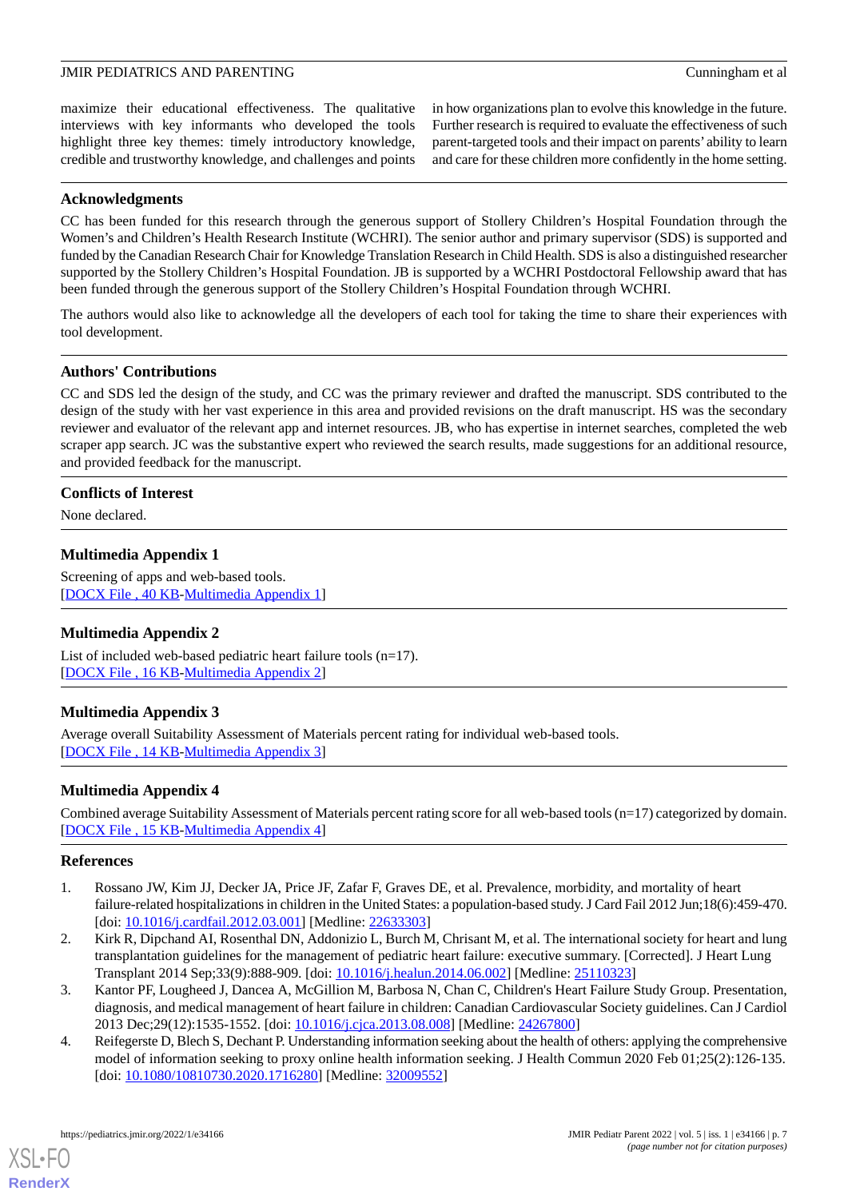maximize their educational effectiveness. The qualitative interviews with key informants who developed the tools highlight three key themes: timely introductory knowledge, credible and trustworthy knowledge, and challenges and points in how organizations plan to evolve this knowledge in the future. Further research is required to evaluate the effectiveness of such parent-targeted tools and their impact on parents' ability to learn and care for these children more confidently in the home setting.

## Acknowledgments

CC has been funded for this research through the generous support of Stollery Children's Hospital Foundation through the Women's and Children's Health Research Institute (WCHRI). The senior author and primary supervisor (SDS) is supported and funded by the Canadian Research Chair for Knowledge Translation Research in Child Health. SDS is also a distinguished researcher supported by the Stollery Children's Hospital Foundation. JB is supported by a WCHRI Postdoctoral Fellowship award that has been funded through the generous support of the Stollery Children's Hospital Foundation through WCHRI.

The authors would also like to acknowledge all the developers of each tool for taking the time to share their experiences with tool development.

## Authors' Contributions

CC and SDS led the design of the study, and CC was the primary reviewer and drafted the manuscript. SDS contributed to the design of the study with her vast experience in this area and provided revisions on the draft manuscript. HS was the secondary reviewer and evaluator of the relevant app and internet resources. JB, who has expertise in internet searches, completed the web scraper app search. JC was the substantive expert who reviewed the search results, made suggestions for an additional resource, and provided feedback for the manuscript.

## Conflicts of Interest

None declared.

## Multimedia Appendix 1

Screening of apps and web-based tools.
[DOCX File , 40 KB-Multimedia Appendix 1]

## Multimedia Appendix 2

List of included web-based pediatric heart failure tools (n=17).
[DOCX File , 16 KB-Multimedia Appendix 2]

## Multimedia Appendix 3

Average overall Suitability Assessment of Materials percent rating for individual web-based tools.
[DOCX File , 14 KB-Multimedia Appendix 3]

## Multimedia Appendix 4

Combined average Suitability Assessment of Materials percent rating score for all web-based tools (n=17) categorized by domain.
[DOCX File , 15 KB-Multimedia Appendix 4]

## References

1. Rossano JW, Kim JJ, Decker JA, Price JF, Zafar F, Graves DE, et al. Prevalence, morbidity, and mortality of heart failure-related hospitalizations in children in the United States: a population-based study. J Card Fail 2012 Jun;18(6):459-470. [doi: 10.1016/j.cardfail.2012.03.001] [Medline: 22633303]
2. Kirk R, Dipchand AI, Rosenthal DN, Addonizio L, Burch M, Chrisant M, et al. The international society for heart and lung transplantation guidelines for the management of pediatric heart failure: executive summary. [Corrected]. J Heart Lung Transplant 2014 Sep;33(9):888-909. [doi: 10.1016/j.healun.2014.06.002] [Medline: 25110323]
3. Kantor PF, Lougheed J, Dancea A, McGillion M, Barbosa N, Chan C, Children's Heart Failure Study Group. Presentation, diagnosis, and medical management of heart failure in children: Canadian Cardiovascular Society guidelines. Can J Cardiol 2013 Dec;29(12):1535-1552. [doi: 10.1016/j.cjca.2013.08.008] [Medline: 24267800]
4. Reifegerste D, Blech S, Dechant P. Understanding information seeking about the health of others: applying the comprehensive model of information seeking to proxy online health information seeking. J Health Commun 2020 Feb 01;25(2):126-135. [doi: 10.1080/10810730.2020.1716280] [Medline: 32009552]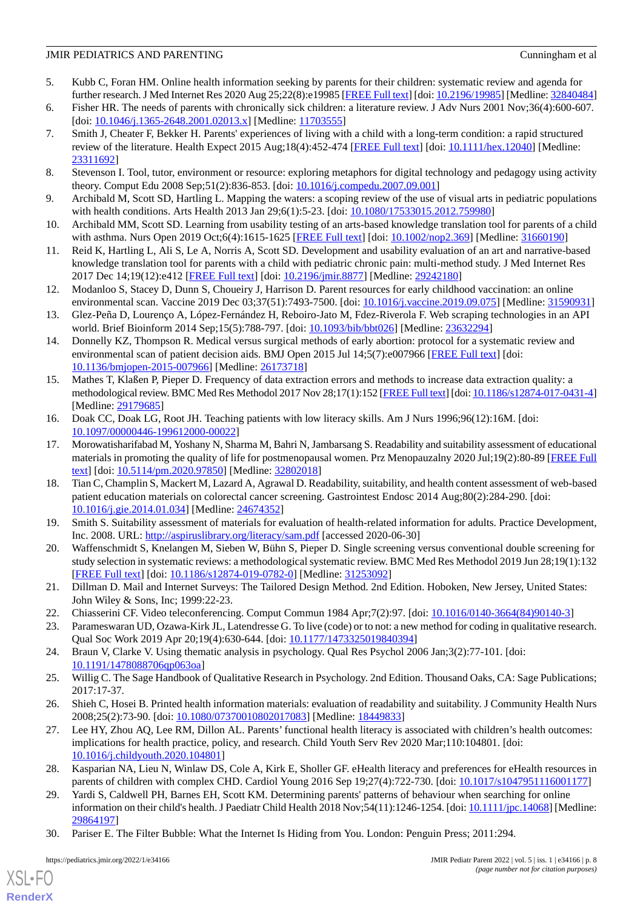5. Kubb C, Foran HM. Online health information seeking by parents for their children: systematic review and agenda for further research. J Med Internet Res 2020 Aug 25;22(8):e19985 [FREE Full text] [doi: 10.2196/19985] [Medline: 32840484]
6. Fisher HR. The needs of parents with chronically sick children: a literature review. J Adv Nurs 2001 Nov;36(4):600-607. [doi: 10.1046/j.1365-2648.2001.02013.x] [Medline: 11703555]
7. Smith J, Cheater F, Bekker H. Parents' experiences of living with a child with a long-term condition: a rapid structured review of the literature. Health Expect 2015 Aug;18(4):452-474 [FREE Full text] [doi: 10.1111/hex.12040] [Medline: 23311692]
8. Stevenson I. Tool, tutor, environment or resource: exploring metaphors for digital technology and pedagogy using activity theory. Comput Edu 2008 Sep;51(2):836-853. [doi: 10.1016/j.compedu.2007.09.001]
9. Archibald M, Scott SD, Hartling L. Mapping the waters: a scoping review of the use of visual arts in pediatric populations with health conditions. Arts Health 2013 Jan 29;6(1):5-23. [doi: 10.1080/17533015.2012.759980]
10. Archibald MM, Scott SD. Learning from usability testing of an arts-based knowledge translation tool for parents of a child with asthma. Nurs Open 2019 Oct;6(4):1615-1625 [FREE Full text] [doi: 10.1002/nop2.369] [Medline: 31660190]
11. Reid K, Hartling L, Ali S, Le A, Norris A, Scott SD. Development and usability evaluation of an art and narrative-based knowledge translation tool for parents with a child with pediatric chronic pain: multi-method study. J Med Internet Res 2017 Dec 14;19(12):e412 [FREE Full text] [doi: 10.2196/jmir.8877] [Medline: 29242180]
12. Modanloo S, Stacey D, Dunn S, Choueiry J, Harrison D. Parent resources for early childhood vaccination: an online environmental scan. Vaccine 2019 Dec 03;37(51):7493-7500. [doi: 10.1016/j.vaccine.2019.09.075] [Medline: 31590931]
13. Glez-Peña D, Lourenço A, López-Fernández H, Reboiro-Jato M, Fdez-Riverola F. Web scraping technologies in an API world. Brief Bioinform 2014 Sep;15(5):788-797. [doi: 10.1093/bib/bbt026] [Medline: 23632294]
14. Donnelly KZ, Thompson R. Medical versus surgical methods of early abortion: protocol for a systematic review and environmental scan of patient decision aids. BMJ Open 2015 Jul 14;5(7):e007966 [FREE Full text] [doi: 10.1136/bmjopen-2015-007966] [Medline: 26173718]
15. Mathes T, Klaßen P, Pieper D. Frequency of data extraction errors and methods to increase data extraction quality: a methodological review. BMC Med Res Methodol 2017 Nov 28;17(1):152 [FREE Full text] [doi: 10.1186/s12874-017-0431-4] [Medline: 29179685]
16. Doak CC, Doak LG, Root JH. Teaching patients with low literacy skills. Am J Nurs 1996;96(12):16M. [doi: 10.1097/00000446-199612000-00022]
17. Morowatisharifabad M, Yoshany N, Sharma M, Bahri N, Jambarsang S. Readability and suitability assessment of educational materials in promoting the quality of life for postmenopausal women. Prz Menopauzalny 2020 Jul;19(2):80-89 [FREE Full text] [doi: 10.5114/pm.2020.97850] [Medline: 32802018]
18. Tian C, Champlin S, Mackert M, Lazard A, Agrawal D. Readability, suitability, and health content assessment of web-based patient education materials on colorectal cancer screening. Gastrointest Endosc 2014 Aug;80(2):284-290. [doi: 10.1016/j.gie.2014.01.034] [Medline: 24674352]
19. Smith S. Suitability assessment of materials for evaluation of health-related information for adults. Practice Development, Inc. 2008. URL: http://aspiruslibrary.org/literacy/sam.pdf [accessed 2020-06-30]
20. Waffenschmidt S, Knelangen M, Sieben W, Bühn S, Pieper D. Single screening versus conventional double screening for study selection in systematic reviews: a methodological systematic review. BMC Med Res Methodol 2019 Jun 28;19(1):132 [FREE Full text] [doi: 10.1186/s12874-019-0782-0] [Medline: 31253092]
21. Dillman D. Mail and Internet Surveys: The Tailored Design Method. 2nd Edition. Hoboken, New Jersey, United States: John Wiley & Sons, Inc; 1999:22-23.
22. Chiasserini CF. Video teleconferencing. Comput Commun 1984 Apr;7(2):97. [doi: 10.1016/0140-3664(84)90140-3]
23. Parameswaran UD, Ozawa-Kirk JL, Latendresse G. To live (code) or to not: a new method for coding in qualitative research. Qual Soc Work 2019 Apr 20;19(4):630-644. [doi: 10.1177/1473325019840394]
24. Braun V, Clarke V. Using thematic analysis in psychology. Qual Res Psychol 2006 Jan;3(2):77-101. [doi: 10.1191/1478088706qp063oa]
25. Willig C. The Sage Handbook of Qualitative Research in Psychology. 2nd Edition. Thousand Oaks, CA: Sage Publications; 2017:17-37.
26. Shieh C, Hosei B. Printed health information materials: evaluation of readability and suitability. J Community Health Nurs 2008;25(2):73-90. [doi: 10.1080/07370010802017083] [Medline: 18449833]
27. Lee HY, Zhou AQ, Lee RM, Dillon AL. Parents' functional health literacy is associated with children's health outcomes: implications for health practice, policy, and research. Child Youth Serv Rev 2020 Mar;110:104801. [doi: 10.1016/j.childyouth.2020.104801]
28. Kasparian NA, Lieu N, Winlaw DS, Cole A, Kirk E, Sholler GF. eHealth literacy and preferences for eHealth resources in parents of children with complex CHD. Cardiol Young 2016 Sep 19;27(4):722-730. [doi: 10.1017/s1047951116001177]
29. Yardi S, Caldwell PH, Barnes EH, Scott KM. Determining parents' patterns of behaviour when searching for online information on their child's health. J Paediatr Child Health 2018 Nov;54(11):1246-1254. [doi: 10.1111/jpc.14068] [Medline: 29864197]
30. Pariser E. The Filter Bubble: What the Internet Is Hiding from You. London: Penguin Press; 2011:294.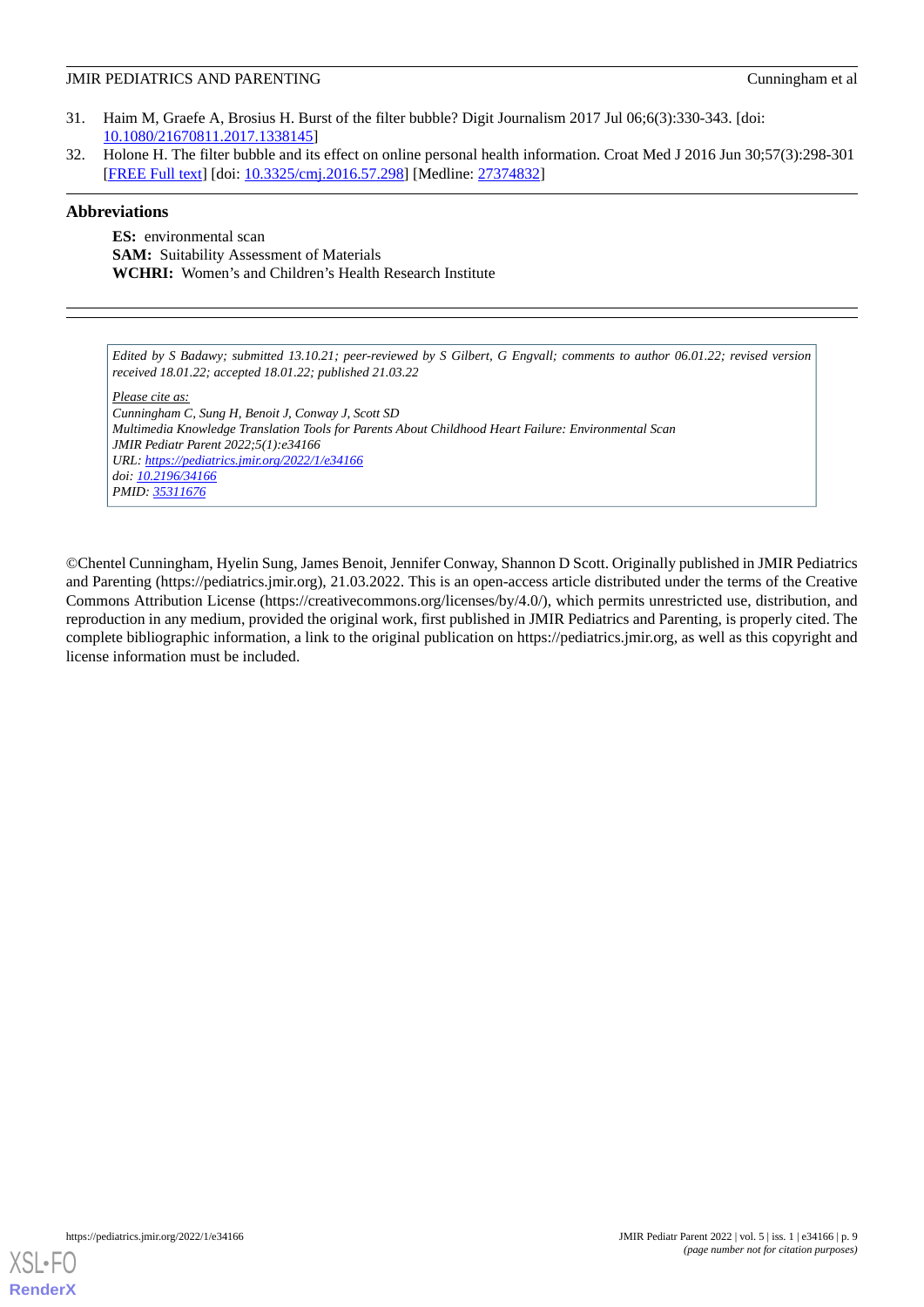31. Haim M, Graefe A, Brosius H. Burst of the filter bubble? Digit Journalism 2017 Jul 06;6(3):330-343. [doi: 10.1080/21670811.2017.1338145]
32. Holone H. The filter bubble and its effect on online personal health information. Croat Med J 2016 Jun 30;57(3):298-301 [FREE Full text] [doi: 10.3325/cmj.2016.57.298] [Medline: 27374832]

## Abbreviations

**ES:** environmental scan
**SAM:** Suitability Assessment of Materials
**WCHRI:** Women's and Children's Health Research Institute

*Edited by S Badawy; submitted 13.10.21; peer-reviewed by S Gilbert, G Engvall; comments to author 06.01.22; revised version received 18.01.22; accepted 18.01.22; published 21.03.22*

*Please cite as:*
*Cunningham C, Sung H, Benoit J, Conway J, Scott SD*
*Multimedia Knowledge Translation Tools for Parents About Childhood Heart Failure: Environmental Scan*
*JMIR Pediatr Parent 2022;5(1):e34166*
*URL: https://pediatrics.jmir.org/2022/1/e34166*
*doi: 10.2196/34166*
*PMID: 35311676*

©Chentel Cunningham, Hyelin Sung, James Benoit, Jennifer Conway, Shannon D Scott. Originally published in JMIR Pediatrics and Parenting (https://pediatrics.jmir.org), 21.03.2022. This is an open-access article distributed under the terms of the Creative Commons Attribution License (https://creativecommons.org/licenses/by/4.0/), which permits unrestricted use, distribution, and reproduction in any medium, provided the original work, first published in JMIR Pediatrics and Parenting, is properly cited. The complete bibliographic information, a link to the original publication on https://pediatrics.jmir.org, as well as this copyright and license information must be included.